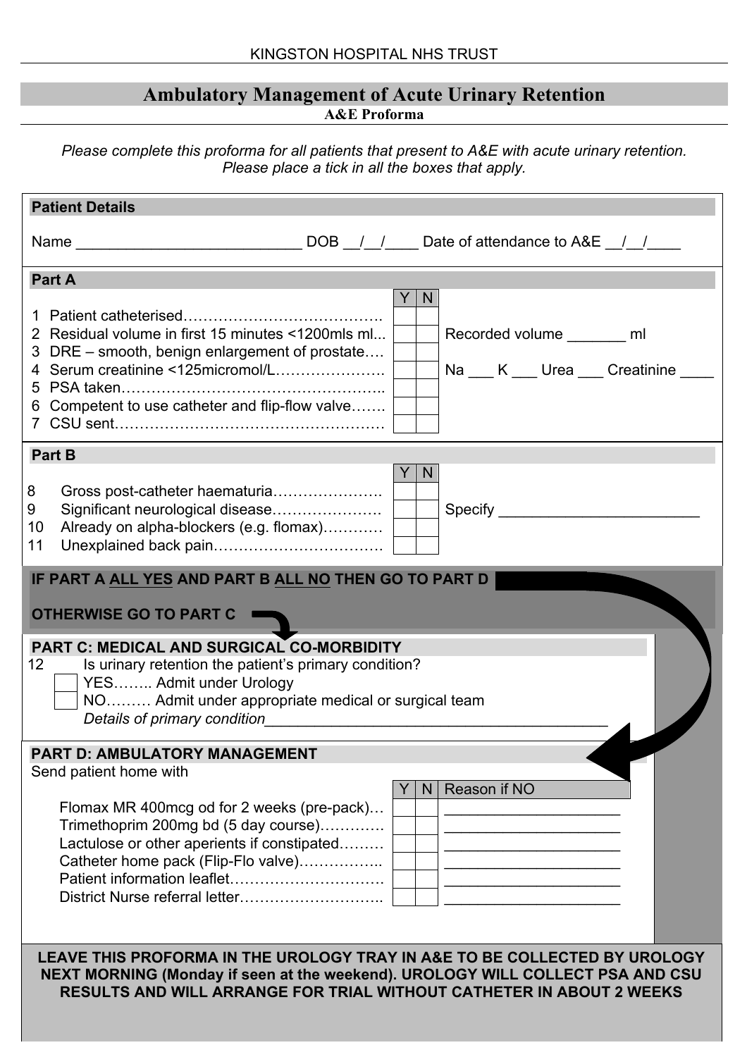KINGSTON HOSPITAL NHS TRUST

# Ambulatory Management of Acute Urinary Retention

**A&E Proforma**

*Please complete this proforma for all patients that present to A&E with acute urinary retention. Please place a tick in all the boxes that apply.*

## Patient Details

Name ___________________________ DOB __/__/____ Date of attendance to A&E __/__/____

## Part A

| | Y | N | |
|---|---|---|---|
| 1 Patient catheterised…………………………………. | | | |
| 2 Residual volume in first 15 minutes <1200mls ml... | | | Recorded volume _______ ml |
| 3 DRE – smooth, benign enlargement of prostate…. | | | |
| 4 Serum creatinine <125micromol/L…………………. | | | Na ___ K ___ Urea ___ Creatinine ____ |
| 5 PSA taken…………………………………………….. | | | |
| 6 Competent to use catheter and flip-flow valve……. | | | |
| 7 CSU sent………………………………………………. | | | |

## Part B

| | Y | N | |
|---|---|---|---|
| 8 Gross post-catheter haematuria…………………. | | | |
| 9 Significant neurological disease…………………. | | | Specify ________________________ |
| 10 Already on alpha-blockers (e.g. flomax)………… | | | |
| 11 Unexplained back pain……………………………. | | | |

**IF PART A <u>ALL YES</u> AND PART B <u>ALL NO</u> THEN GO TO PART D**

**OTHERWISE GO TO PART C**

## PART C: MEDICAL AND SURGICAL CO-MORBIDITY

12 Is urinary retention the patient's primary condition?

- ☐ YES…….. Admit under Urology
- ☐ NO……… Admit under appropriate medical or surgical team

*Details of primary condition*_________________________________________

## PART D: AMBULATORY MANAGEMENT

Send patient home with

| | Y | N | Reason if NO |
|---|---|---|---|
| Flomax MR 400mcg od for 2 weeks (pre-pack)… | | | |
| Trimethoprim 200mg bd (5 day course)…………. | | | |
| Lactulose or other aperients if constipated……… | | | |
| Catheter home pack (Flip-Flo valve)…………….. | | | |
| Patient information leaflet…………………………. | | | |
| District Nurse referral letter……………………….. | | | |

**LEAVE THIS PROFORMA IN THE UROLOGY TRAY IN A&E TO BE COLLECTED BY UROLOGY NEXT MORNING (Monday if seen at the weekend). UROLOGY WILL COLLECT PSA AND CSU RESULTS AND WILL ARRANGE FOR TRIAL WITHOUT CATHETER IN ABOUT 2 WEEKS**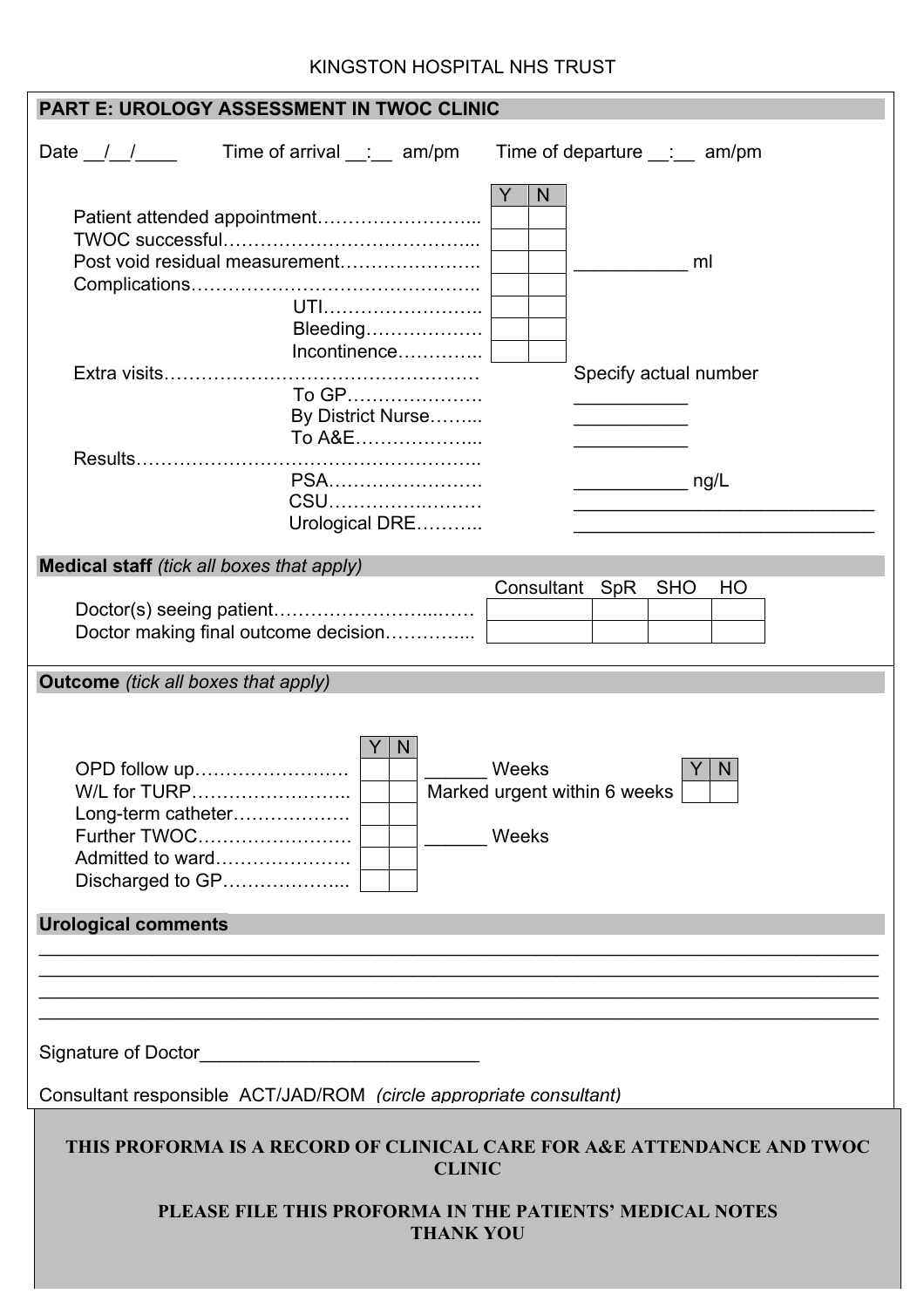KINGSTON HOSPITAL NHS TRUST

## PART E: UROLOGY ASSESSMENT IN TWOC CLINIC

Date __/__/____ Time of arrival __:__ am/pm Time of departure __:__ am/pm

| | Y | N | |
|---|---|---|---|
| Patient attended appointment…………………….... | | | |
| TWOC successful………………………………….. | | | |
| Post void residual measurement………………….. | | | ___________ ml |
| Complications……………………………………….. | | | |
| UTI…………………….. | | | |
| Bleeding………………. | | | |
| Incontinence………….. | | | |
| Extra visits…………………………………………… | | | Specify actual number |
| To GP………………… | | | ___________ |
| By District Nurse…….. | | | ___________ |
| To A&E……………….. | | | ___________ |
| Results……………………………………………….. | | | |
| PSA……………………. | | | ___________ ng/L |
| CSU……………………. | | | _____________________________ |
| Urological DRE……….. | | | _____________________________ |

## Medical staff *(tick all boxes that apply)*

| | Consultant | SpR | SHO | HO |
|---|---|---|---|---|
| Doctor(s) seeing patient……………………..…… | | | | |
| Doctor making final outcome decision………….. | | | | |

## Outcome *(tick all boxes that apply)*

| | Y | N | | | Y | N |
|---|---|---|---|---|---|---|
| OPD follow up……………………. | | | ______ Weeks | | | |
| W/L for TURP…………………….. | | | Marked urgent within 6 weeks | | | |
| Long-term catheter………………. | | | | | | |
| Further TWOC……………………. | | | ______ Weeks | | | |
| Admitted to ward…………………. | | | | | | |
| Discharged to GP……………….. | | | | | | |

## Urological comments

______________________________________________________________________________

______________________________________________________________________________

______________________________________________________________________________

______________________________________________________________________________

Signature of Doctor___________________________

Consultant responsible ACT/JAD/ROM *(circle appropriate consultant)*

**THIS PROFORMA IS A RECORD OF CLINICAL CARE FOR A&E ATTENDANCE AND TWOC CLINIC**

**PLEASE FILE THIS PROFORMA IN THE PATIENTS' MEDICAL NOTES THANK YOU**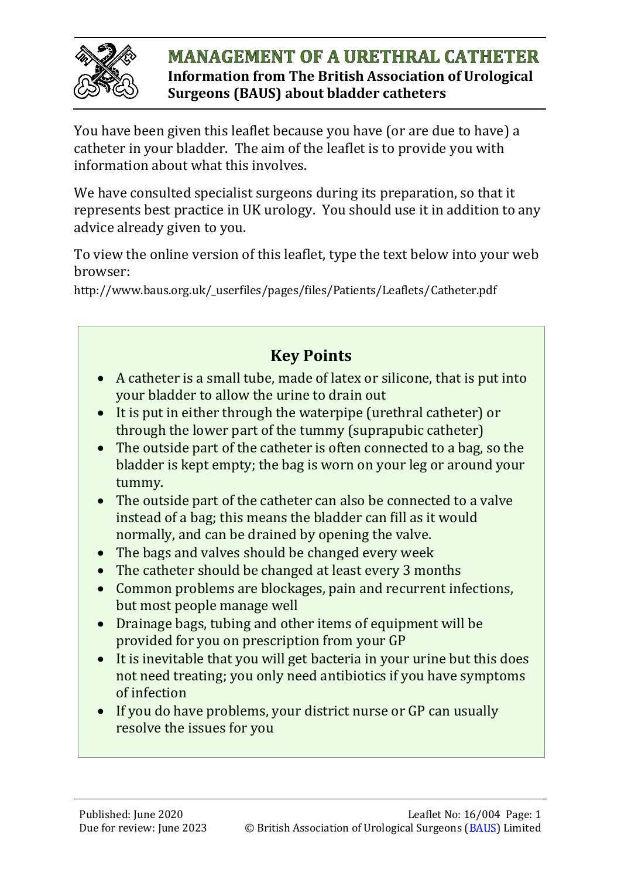# MANAGEMENT OF A URETHRAL CATHETER

**Information from The British Association of Urological Surgeons (BAUS) about bladder catheters**

You have been given this leaflet because you have (or are due to have) a catheter in your bladder. The aim of the leaflet is to provide you with information about what this involves.

We have consulted specialist surgeons during its preparation, so that it represents best practice in UK urology. You should use it in addition to any advice already given to you.

To view the online version of this leaflet, type the text below into your web browser:

http://www.baus.org.uk/_userfiles/pages/files/Patients/Leaflets/Catheter.pdf

## Key Points

- A catheter is a small tube, made of latex or silicone, that is put into your bladder to allow the urine to drain out
- It is put in either through the waterpipe (urethral catheter) or through the lower part of the tummy (suprapubic catheter)
- The outside part of the catheter is often connected to a bag, so the bladder is kept empty; the bag is worn on your leg or around your tummy.
- The outside part of the catheter can also be connected to a valve instead of a bag; this means the bladder can fill as it would normally, and can be drained by opening the valve.
- The bags and valves should be changed every week
- The catheter should be changed at least every 3 months
- Common problems are blockages, pain and recurrent infections, but most people manage well
- Drainage bags, tubing and other items of equipment will be provided for you on prescription from your GP
- It is inevitable that you will get bacteria in your urine but this does not need treating; you only need antibiotics if you have symptoms of infection
- If you do have problems, your district nurse or GP can usually resolve the issues for you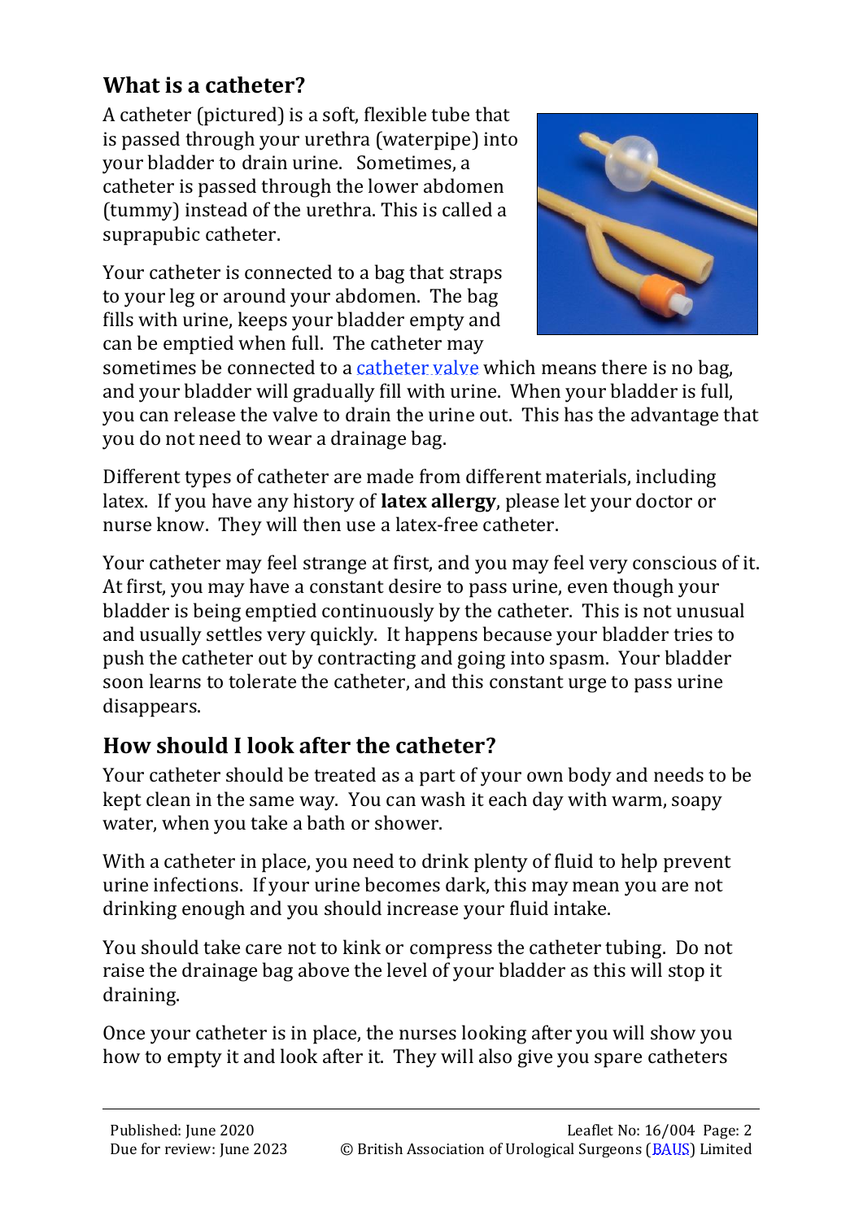## What is a catheter?

A catheter (pictured) is a soft, flexible tube that is passed through your urethra (waterpipe) into your bladder to drain urine. Sometimes, a catheter is passed through the lower abdomen (tummy) instead of the urethra. This is called a suprapubic catheter.

Your catheter is connected to a bag that straps to your leg or around your abdomen. The bag fills with urine, keeps your bladder empty and can be emptied when full. The catheter may sometimes be connected to a catheter valve which means there is no bag, and your bladder will gradually fill with urine. When your bladder is full, you can release the valve to drain the urine out. This has the advantage that you do not need to wear a drainage bag.

Different types of catheter are made from different materials, including latex. If you have any history of **latex allergy**, please let your doctor or nurse know. They will then use a latex-free catheter.

Your catheter may feel strange at first, and you may feel very conscious of it. At first, you may have a constant desire to pass urine, even though your bladder is being emptied continuously by the catheter. This is not unusual and usually settles very quickly. It happens because your bladder tries to push the catheter out by contracting and going into spasm. Your bladder soon learns to tolerate the catheter, and this constant urge to pass urine disappears.

## How should I look after the catheter?

Your catheter should be treated as a part of your own body and needs to be kept clean in the same way. You can wash it each day with warm, soapy water, when you take a bath or shower.

With a catheter in place, you need to drink plenty of fluid to help prevent urine infections. If your urine becomes dark, this may mean you are not drinking enough and you should increase your fluid intake.

You should take care not to kink or compress the catheter tubing. Do not raise the drainage bag above the level of your bladder as this will stop it draining.

Once your catheter is in place, the nurses looking after you will show you how to empty it and look after it. They will also give you spare catheters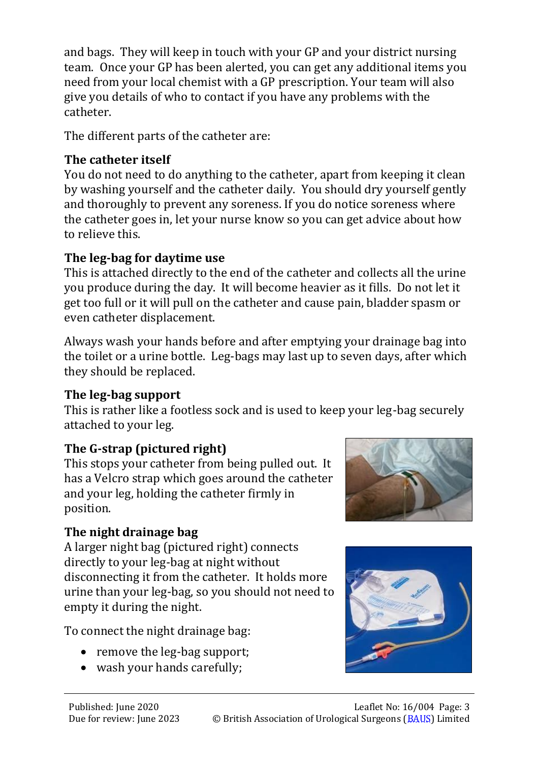and bags. They will keep in touch with your GP and your district nursing team. Once your GP has been alerted, you can get any additional items you need from your local chemist with a GP prescription. Your team will also give you details of who to contact if you have any problems with the catheter.

The different parts of the catheter are:

**The catheter itself**
You do not need to do anything to the catheter, apart from keeping it clean by washing yourself and the catheter daily. You should dry yourself gently and thoroughly to prevent any soreness. If you do notice soreness where the catheter goes in, let your nurse know so you can get advice about how to relieve this.

**The leg-bag for daytime use**
This is attached directly to the end of the catheter and collects all the urine you produce during the day. It will become heavier as it fills. Do not let it get too full or it will pull on the catheter and cause pain, bladder spasm or even catheter displacement.

Always wash your hands before and after emptying your drainage bag into the toilet or a urine bottle. Leg-bags may last up to seven days, after which they should be replaced.

**The leg-bag support**
This is rather like a footless sock and is used to keep your leg-bag securely attached to your leg.

**The G-strap (pictured right)**
This stops your catheter from being pulled out. It has a Velcro strap which goes around the catheter and your leg, holding the catheter firmly in position.

**The night drainage bag**
A larger night bag (pictured right) connects directly to your leg-bag at night without disconnecting it from the catheter. It holds more urine than your leg-bag, so you should not need to empty it during the night.

To connect the night drainage bag:

- remove the leg-bag support;
- wash your hands carefully;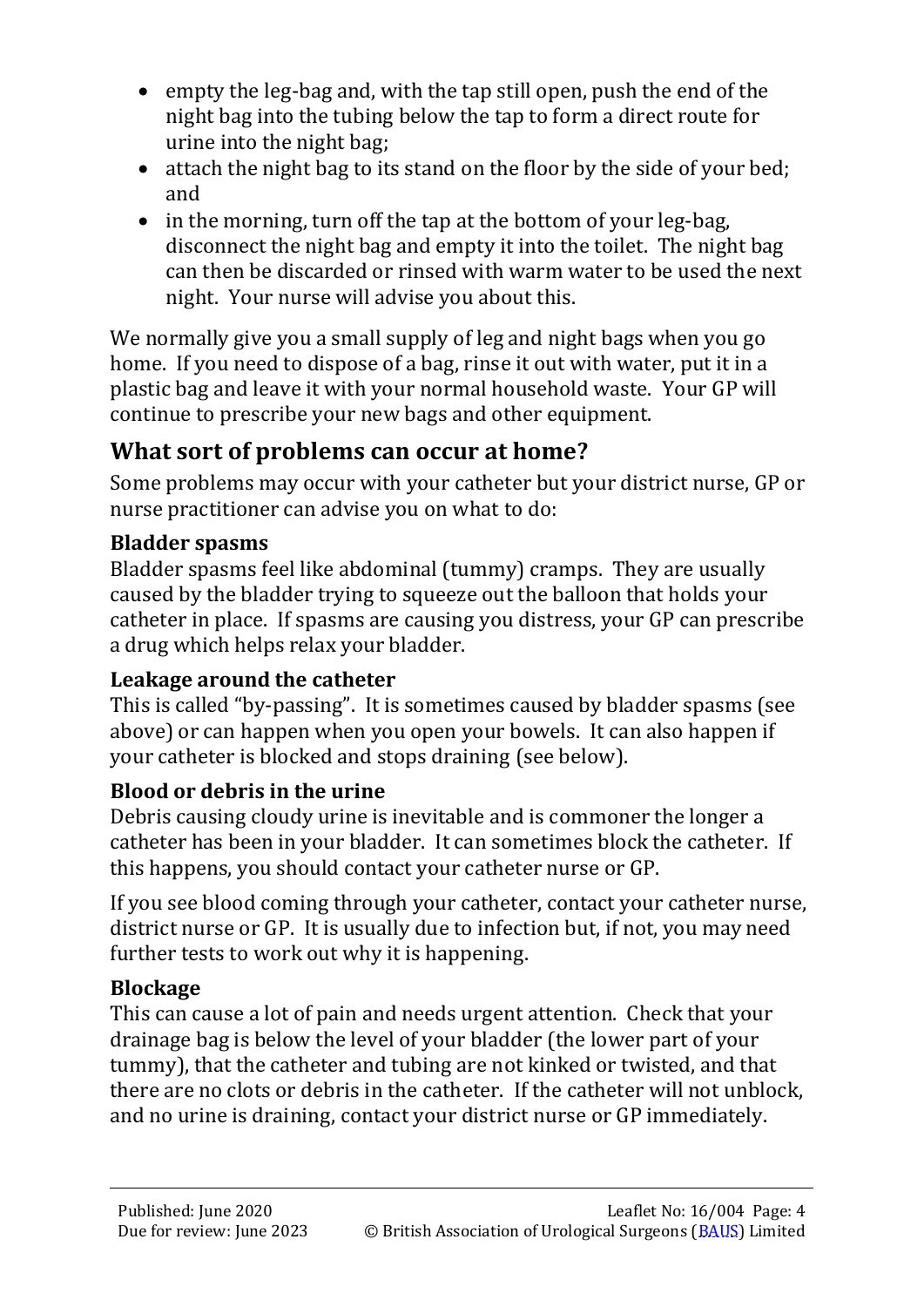- empty the leg-bag and, with the tap still open, push the end of the night bag into the tubing below the tap to form a direct route for urine into the night bag;
- attach the night bag to its stand on the floor by the side of your bed; and
- in the morning, turn off the tap at the bottom of your leg-bag, disconnect the night bag and empty it into the toilet. The night bag can then be discarded or rinsed with warm water to be used the next night. Your nurse will advise you about this.

We normally give you a small supply of leg and night bags when you go home. If you need to dispose of a bag, rinse it out with water, put it in a plastic bag and leave it with your normal household waste. Your GP will continue to prescribe your new bags and other equipment.

## What sort of problems can occur at home?

Some problems may occur with your catheter but your district nurse, GP or nurse practitioner can advise you on what to do:

**Bladder spasms**
Bladder spasms feel like abdominal (tummy) cramps. They are usually caused by the bladder trying to squeeze out the balloon that holds your catheter in place. If spasms are causing you distress, your GP can prescribe a drug which helps relax your bladder.

**Leakage around the catheter**
This is called "by-passing". It is sometimes caused by bladder spasms (see above) or can happen when you open your bowels. It can also happen if your catheter is blocked and stops draining (see below).

**Blood or debris in the urine**
Debris causing cloudy urine is inevitable and is commoner the longer a catheter has been in your bladder. It can sometimes block the catheter. If this happens, you should contact your catheter nurse or GP.

If you see blood coming through your catheter, contact your catheter nurse, district nurse or GP. It is usually due to infection but, if not, you may need further tests to work out why it is happening.

**Blockage**
This can cause a lot of pain and needs urgent attention. Check that your drainage bag is below the level of your bladder (the lower part of your tummy), that the catheter and tubing are not kinked or twisted, and that there are no clots or debris in the catheter. If the catheter will not unblock, and no urine is draining, contact your district nurse or GP immediately.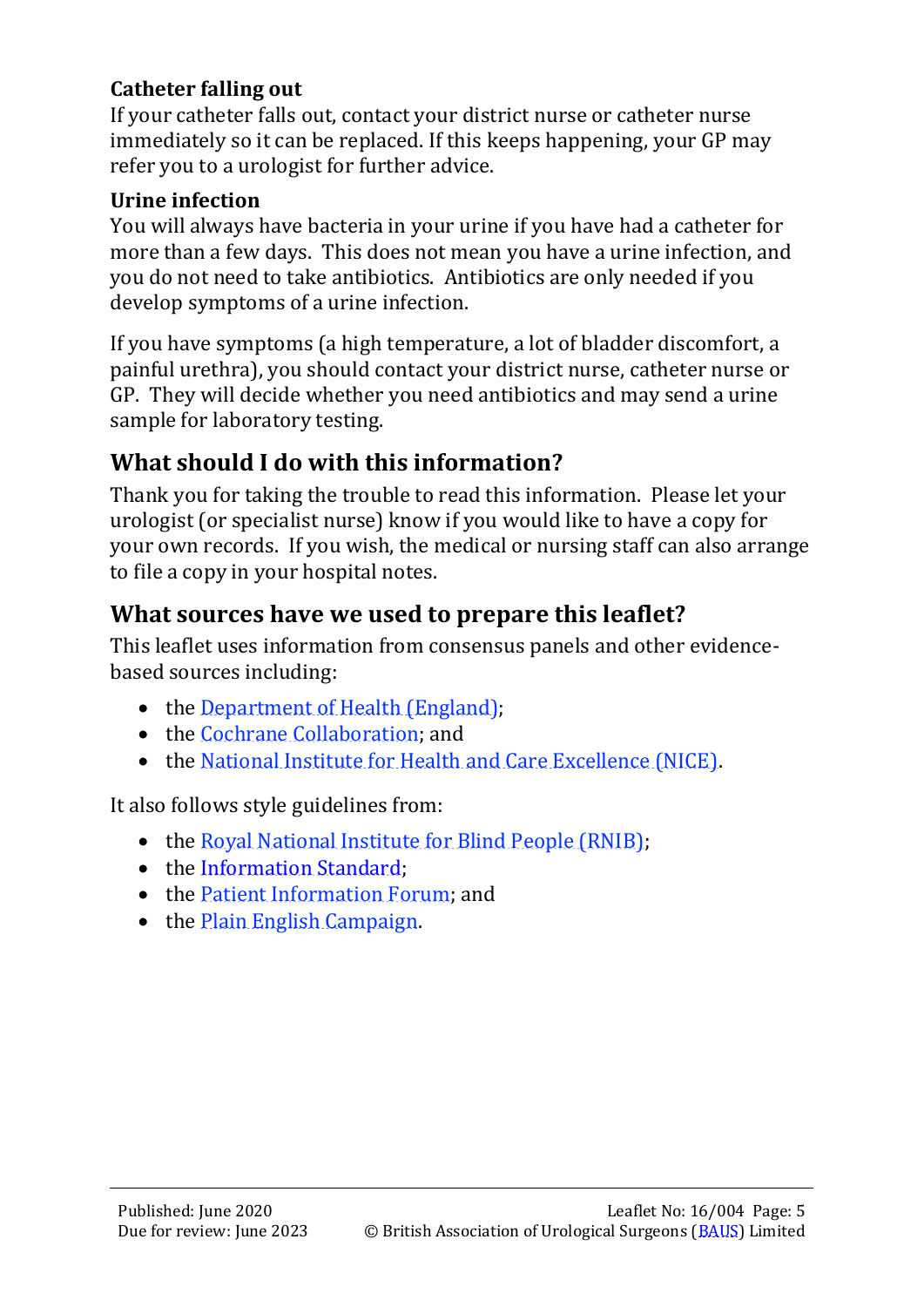### Catheter falling out

If your catheter falls out, contact your district nurse or catheter nurse immediately so it can be replaced. If this keeps happening, your GP may refer you to a urologist for further advice.

### Urine infection

You will always have bacteria in your urine if you have had a catheter for more than a few days. This does not mean you have a urine infection, and you do not need to take antibiotics. Antibiotics are only needed if you develop symptoms of a urine infection.

If you have symptoms (a high temperature, a lot of bladder discomfort, a painful urethra), you should contact your district nurse, catheter nurse or GP. They will decide whether you need antibiotics and may send a urine sample for laboratory testing.

## What should I do with this information?

Thank you for taking the trouble to read this information. Please let your urologist (or specialist nurse) know if you would like to have a copy for your own records. If you wish, the medical or nursing staff can also arrange to file a copy in your hospital notes.

## What sources have we used to prepare this leaflet?

This leaflet uses information from consensus panels and other evidence-based sources including:

- the Department of Health (England);
- the Cochrane Collaboration; and
- the National Institute for Health and Care Excellence (NICE).

It also follows style guidelines from:

- the Royal National Institute for Blind People (RNIB);
- the Information Standard;
- the Patient Information Forum; and
- the Plain English Campaign.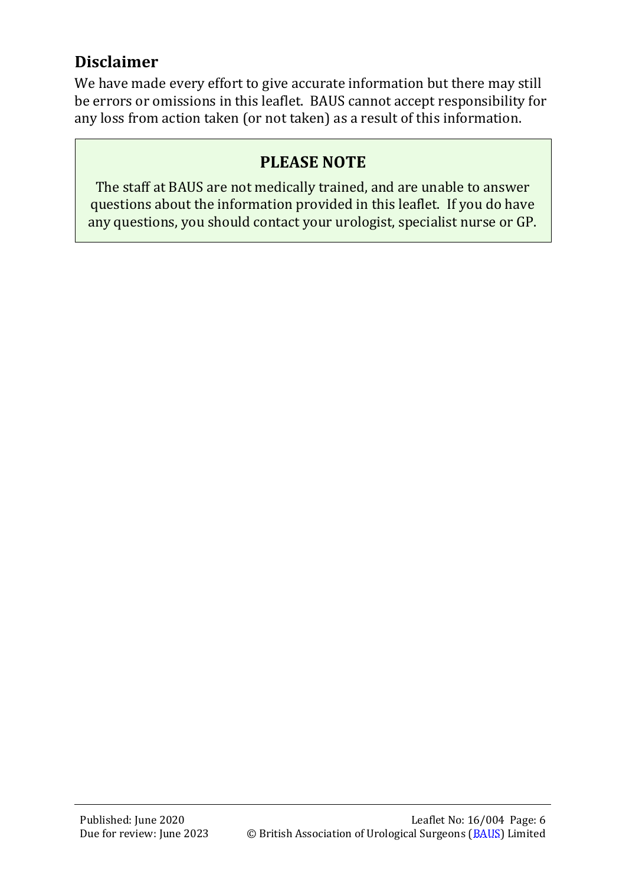## Disclaimer

We have made every effort to give accurate information but there may still be errors or omissions in this leaflet. BAUS cannot accept responsibility for any loss from action taken (or not taken) as a result of this information.

**PLEASE NOTE**

The staff at BAUS are not medically trained, and are unable to answer questions about the information provided in this leaflet. If you do have any questions, you should contact your urologist, specialist nurse or GP.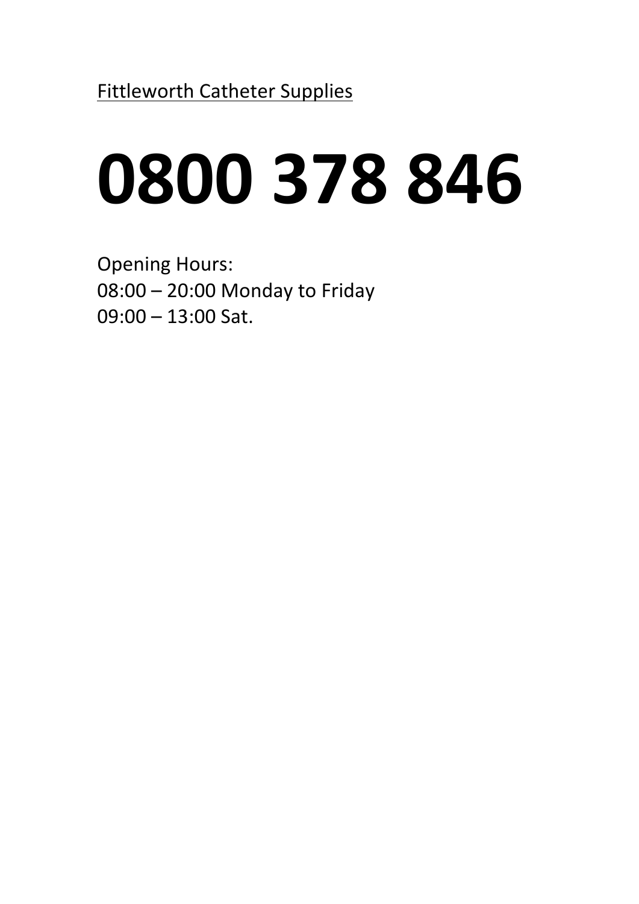<u>Fittleworth Catheter Supplies</u>

# 0800 378 846

Opening Hours:
08:00 – 20:00 Monday to Friday
09:00 – 13:00 Sat.